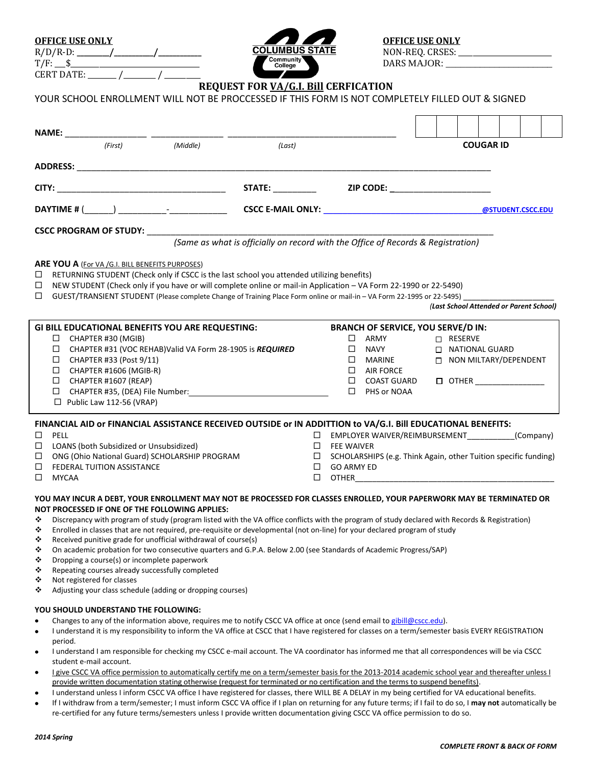**OFFICE USE ONLY**
R/D/R-D: ______/______/______
T/F: __$______________________
CERT DATE: ______ /______ / ______

COLUMBUS STATE Community College

**OFFICE USE ONLY**
NON-REQ. CRSES: ____________________
DARS MAJOR: ______________________

# REQUEST FOR VA/G.I. Bill CERFICATION

YOUR SCHOOL ENROLLMENT WILL NOT BE PROCCESSED IF THIS FORM IS NOT COMPLETELY FILLED OUT & SIGNED

**NAME:** ______________ ______________ ______________________________ **COUGAR ID** [ | | | | | | ]
*(First)* *(Middle)* *(Last)*

**ADDRESS:** ____________________________________________________________________

**CITY:** ______________________________ **STATE:** ________ **ZIP CODE:** ____________________

**DAYTIME #** (_____) _________-__________ **CSCC E-MAIL ONLY:** ______________________________ **@STUDENT.CSCC.EDU**

**CSCC PROGRAM OF STUDY:** ______________________________________________________________
*(Same as what is officially on record with the Office of Records & Registration)*

**ARE YOU A** (For VA /G.I. BILL BENEFITS PURPOSES)

- ☐ RETURNING STUDENT (Check only if CSCC is the last school you attended utilizing benefits)
- ☐ NEW STUDENT (Check only if you have or will complete online or mail-in Application – VA Form 22-1990 or 22-5490)
- ☐ GUEST/TRANSIENT STUDENT (Please complete Change of Training Place Form online or mail-in – VA Form 22-1995 or 22-5495) ____________________ *(Last School Attended or Parent School)*

**GI BILL EDUCATIONAL BENEFITS YOU ARE REQUESTING:**

- ☐ CHAPTER #30 (MGIB)
- ☐ CHAPTER #31 (VOC REHAB)Valid VA Form 28-1905 is ***REQUIRED***
- ☐ CHAPTER #33 (Post 9/11)
- ☐ CHAPTER #1606 (MGIB-R)
- ☐ CHAPTER #1607 (REAP)
- ☐ CHAPTER #35, (DEA) File Number:______________________________
- ☐ Public Law 112-56 (VRAP)

**BRANCH OF SERVICE, YOU SERVE/D IN:**

- ☐ ARMY
- ☐ NAVY
- ☐ MARINE
- ☐ AIR FORCE
- ☐ COAST GUARD
- ☐ PHS or NOAA
- ☐ RESERVE
- ☐ NATIONAL GUARD
- ☐ NON MILTARY/DEPENDENT
- ☐ OTHER _______________

**FINANCIAL AID or FINANCIAL ASSISTANCE RECEIVED OUTSIDE or IN ADDTITION to VA/G.I. Bill EDUCATIONAL BENEFITS:**

- ☐ PELL
- ☐ LOANS (both Subsidized or Unsubsidized)
- ☐ ONG (Ohio National Guard) SCHOLARSHIP PROGRAM
- ☐ FEDERAL TUITION ASSISTANCE
- ☐ MYCAA
- ☐ EMPLOYER WAIVER/REIMBURSEMENT__________(Company)
- ☐ FEE WAIVER
- ☐ SCHOLARSHIPS (e.g. Think Again, other Tuition specific funding)
- ☐ GO ARMY ED
- ☐ OTHER____________________________________________

**YOU MAY INCUR A DEBT, YOUR ENROLLMENT MAY NOT BE PROCESSED FOR CLASSES ENROLLED, YOUR PAPERWORK MAY BE TERMINATED OR NOT PROCESSED IF ONE OF THE FOLLOWING APPLIES:**

- Discrepancy with program of study (program listed with the VA office conflicts with the program of study declared with Records & Registration)
- Enrolled in classes that are not required, pre-requisite or developmental (not on-line) for your declared program of study
- Received punitive grade for unofficial withdrawal of course(s)
- On academic probation for two consecutive quarters and G.P.A. Below 2.00 (see Standards of Academic Progress/SAP)
- Dropping a course(s) or incomplete paperwork
- Repeating courses already successfully completed
- Not registered for classes
- Adjusting your class schedule (adding or dropping courses)

**YOU SHOULD UNDERSTAND THE FOLLOWING:**

- Changes to any of the information above, requires me to notify CSCC VA office at once (send email to gibill@cscc.edu).
- I understand it is my responsibility to inform the VA office at CSCC that I have registered for classes on a term/semester basis EVERY REGISTRATION period.
- I understand I am responsible for checking my CSCC e-mail account. The VA coordinator has informed me that all correspondences will be via CSCC student e-mail account.
- I give CSCC VA office permission to automatically certify me on a term/semester basis for the 2013-2014 academic school year and thereafter unless I provide written documentation stating otherwise (request for terminated or no certification and the terms to suspend benefits).
- I understand unless I inform CSCC VA office I have registered for classes, there WILL BE A DELAY in my being certified for VA educational benefits.
- If I withdraw from a term/semester; I must inform CSCC VA office if I plan on returning for any future terms; if I fail to do so, I **may not** automatically be re-certified for any future terms/semesters unless I provide written documentation giving CSCC VA office permission to do so.

***2014 Spring***

***COMPLETE FRONT & BACK OF FORM***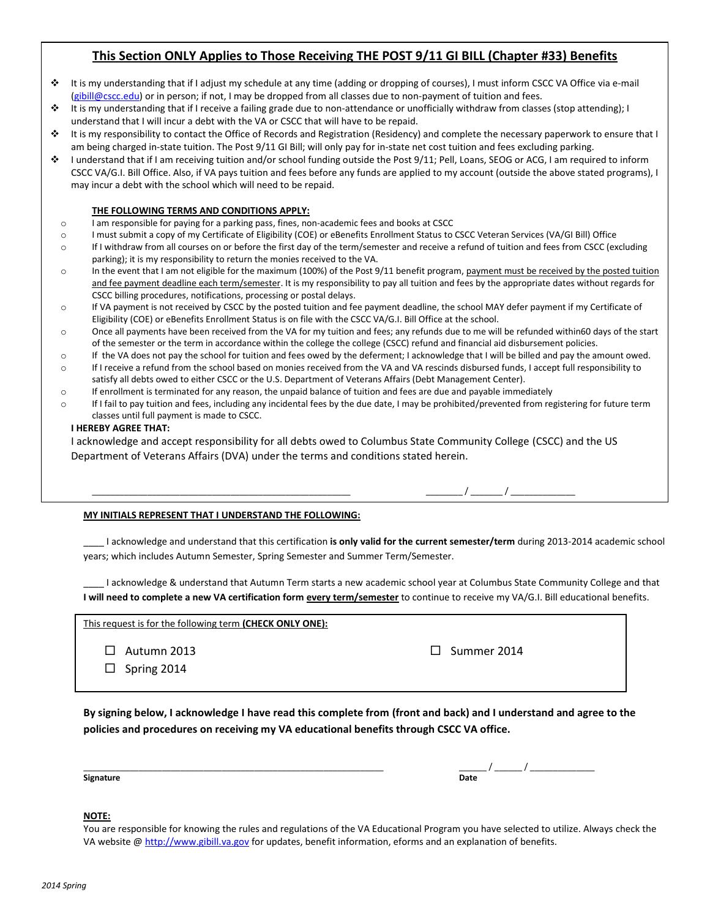## This Section ONLY Applies to Those Receiving THE POST 9/11 GI BILL (Chapter #33) Benefits

- It is my understanding that if I adjust my schedule at any time (adding or dropping of courses), I must inform CSCC VA Office via e-mail (gibill@cscc.edu) or in person; if not, I may be dropped from all classes due to non-payment of tuition and fees.
- It is my understanding that if I receive a failing grade due to non-attendance or unofficially withdraw from classes (stop attending); I understand that I will incur a debt with the VA or CSCC that will have to be repaid.
- It is my responsibility to contact the Office of Records and Registration (Residency) and complete the necessary paperwork to ensure that I am being charged in-state tuition. The Post 9/11 GI Bill; will only pay for in-state net cost tuition and fees excluding parking.
- I understand that if I am receiving tuition and/or school funding outside the Post 9/11; Pell, Loans, SEOG or ACG, I am required to inform CSCC VA/G.I. Bill Office. Also, if VA pays tuition and fees before any funds are applied to my account (outside the above stated programs), I may incur a debt with the school which will need to be repaid.

**THE FOLLOWING TERMS AND CONDITIONS APPLY:**

- I am responsible for paying for a parking pass, fines, non-academic fees and books at CSCC
- I must submit a copy of my Certificate of Eligibility (COE) or eBenefits Enrollment Status to CSCC Veteran Services (VA/GI Bill) Office
- If I withdraw from all courses on or before the first day of the term/semester and receive a refund of tuition and fees from CSCC (excluding parking); it is my responsibility to return the monies received to the VA.
- In the event that I am not eligible for the maximum (100%) of the Post 9/11 benefit program, payment must be received by the posted tuition and fee payment deadline each term/semester. It is my responsibility to pay all tuition and fees by the appropriate dates without regards for CSCC billing procedures, notifications, processing or postal delays.
- If VA payment is not received by CSCC by the posted tuition and fee payment deadline, the school MAY defer payment if my Certificate of Eligibility (COE) or eBenefits Enrollment Status is on file with the CSCC VA/G.I. Bill Office at the school.
- Once all payments have been received from the VA for my tuition and fees; any refunds due to me will be refunded within60 days of the start of the semester or the term in accordance within the college the college (CSCC) refund and financial aid disbursement policies.
- If the VA does not pay the school for tuition and fees owed by the deferment; I acknowledge that I will be billed and pay the amount owed.
- If I receive a refund from the school based on monies received from the VA and VA rescinds disbursed funds, I accept full responsibility to satisfy all debts owed to either CSCC or the U.S. Department of Veterans Affairs (Debt Management Center).
- If enrollment is terminated for any reason, the unpaid balance of tuition and fees are due and payable immediately
- If I fail to pay tuition and fees, including any incidental fees by the due date, I may be prohibited/prevented from registering for future term classes until full payment is made to CSCC.

**I HEREBY AGREE THAT:**

I acknowledge and accept responsibility for all debts owed to Columbus State Community College (CSCC) and the US Department of Veterans Affairs (DVA) under the terms and conditions stated herein.

______________________________________________  _______ / ______ / ____________

**MY INITIALS REPRESENT THAT I UNDERSTAND THE FOLLOWING:**

____ I acknowledge and understand that this certification **is only valid for the current semester/term** during 2013-2014 academic school years; which includes Autumn Semester, Spring Semester and Summer Term/Semester.

____ I acknowledge & understand that Autumn Term starts a new academic school year at Columbus State Community College and that **I will need to complete a new VA certification form every term/semester** to continue to receive my VA/G.I. Bill educational benefits.

This request is for the following term **(CHECK ONLY ONE):**

☐ Autumn 2013
☐ Spring 2014
☐ Summer 2014

**By signing below, I acknowledge I have read this complete from (front and back) and I understand and agree to the policies and procedures on receiving my VA educational benefits through CSCC VA office.**

______________________________________________  ______ / ______ / ____________

**Signature**  **Date**

**NOTE:**

You are responsible for knowing the rules and regulations of the VA Educational Program you have selected to utilize. Always check the VA website @ http://www.gibill.va.gov for updates, benefit information, eforms and an explanation of benefits.